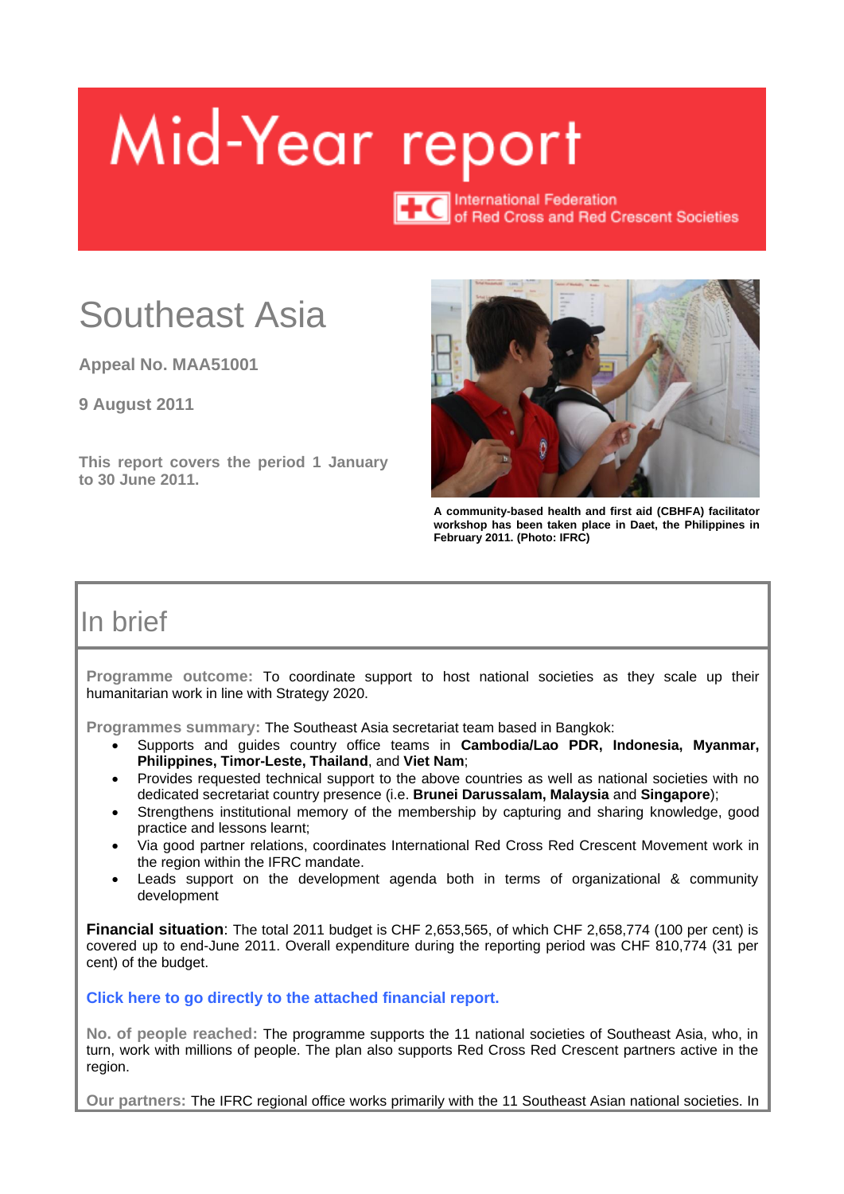# Mid-Year report

International Federation of Red Cross and Red Crescent Societies

# Southeast Asia

**Appeal No. MAA51001**

**9 August 2011**

**This report covers the period 1 January to 30 June 2011.**

**A community-based health and first aid (CBHFA) facilitator workshop has been taken place in Daet, the Philippines in February 2011. (Photo: IFRC)**

## In brief

**Programme outcome:** To coordinate support to host national societies as they scale up their humanitarian work in line with Strategy 2020.

**Programmes summary:** The Southeast Asia secretariat team based in Bangkok:

- Supports and guides country office teams in **Cambodia/Lao PDR, Indonesia, Myanmar, Philippines, Timor-Leste, Thailand**, and **Viet Nam**;
- Provides requested technical support to the above countries as well as national societies with no dedicated secretariat country presence (i.e. **Brunei Darussalam, Malaysia** and **Singapore**);
- Strengthens institutional memory of the membership by capturing and sharing knowledge, good practice and lessons learnt;
- Via good partner relations, coordinates International Red Cross Red Crescent Movement work in the region within the IFRC mandate.
- Leads support on the development agenda both in terms of organizational & community development

**Financial situation**: The total 2011 budget is CHF 2,653,565, of which CHF 2,658,774 (100 per cent) is covered up to end-June 2011. Overall expenditure during the reporting period was CHF 810,774 (31 per cent) of the budget.

**Click here to go directly to the attached financial report.**

**No. of people reached:** The programme supports the 11 national societies of Southeast Asia, who, in turn, work with millions of people. The plan also supports Red Cross Red Crescent partners active in the region.

**Our partners:** The IFRC regional office works primarily with the 11 Southeast Asian national societies. In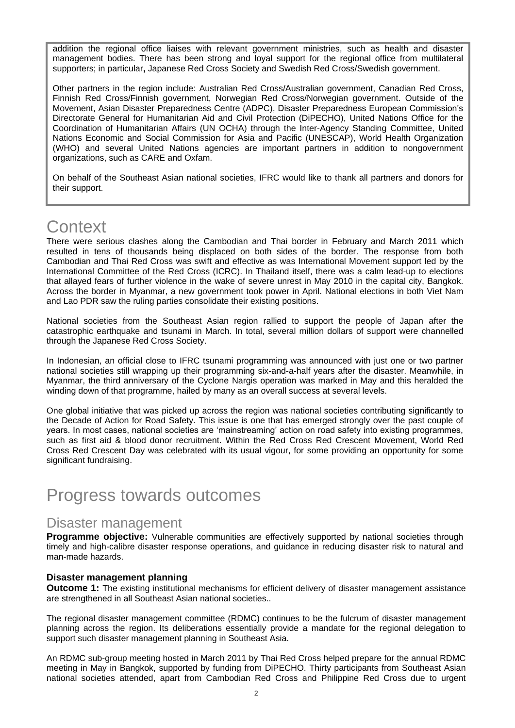addition the regional office liaises with relevant government ministries, such as health and disaster management bodies. There has been strong and loyal support for the regional office from multilateral supporters; in particular**,** Japanese Red Cross Society and Swedish Red Cross/Swedish government.

Other partners in the region include: Australian Red Cross/Australian government, Canadian Red Cross, Finnish Red Cross/Finnish government, Norwegian Red Cross/Norwegian government. Outside of the Movement, Asian Disaster Preparedness Centre (ADPC), Disaster Preparedness European Commission's Directorate General for Humanitarian Aid and Civil Protection (DiPECHO), United Nations Office for the Coordination of Humanitarian Affairs (UN OCHA) through the Inter-Agency Standing Committee, United Nations Economic and Social Commission for Asia and Pacific (UNESCAP), World Health Organization (WHO) and several United Nations agencies are important partners in addition to nongovernment organizations, such as CARE and Oxfam.

On behalf of the Southeast Asian national societies, IFRC would like to thank all partners and donors for their support.

# Context

There were serious clashes along the Cambodian and Thai border in February and March 2011 which resulted in tens of thousands being displaced on both sides of the border. The response from both Cambodian and Thai Red Cross was swift and effective as was International Movement support led by the International Committee of the Red Cross (ICRC). In Thailand itself, there was a calm lead-up to elections that allayed fears of further violence in the wake of severe unrest in May 2010 in the capital city, Bangkok. Across the border in Myanmar, a new government took power in April. National elections in both Viet Nam and Lao PDR saw the ruling parties consolidate their existing positions.

National societies from the Southeast Asian region rallied to support the people of Japan after the catastrophic earthquake and tsunami in March. In total, several million dollars of support were channelled through the Japanese Red Cross Society.

In Indonesian, an official close to IFRC tsunami programming was announced with just one or two partner national societies still wrapping up their programming six-and-a-half years after the disaster. Meanwhile, in Myanmar, the third anniversary of the Cyclone Nargis operation was marked in May and this heralded the winding down of that programme, hailed by many as an overall success at several levels.

One global initiative that was picked up across the region was national societies contributing significantly to the Decade of Action for Road Safety. This issue is one that has emerged strongly over the past couple of years. In most cases, national societies are 'mainstreaming' action on road safety into existing programmes, such as first aid & blood donor recruitment. Within the Red Cross Red Crescent Movement, World Red Cross Red Crescent Day was celebrated with its usual vigour, for some providing an opportunity for some significant fundraising.

# Progress towards outcomes

## Disaster management

**Programme objective:** Vulnerable communities are effectively supported by national societies through timely and high-calibre disaster response operations, and guidance in reducing disaster risk to natural and man-made hazards.

### Disaster management planning

**Outcome 1:** The existing institutional mechanisms for efficient delivery of disaster management assistance are strengthened in all Southeast Asian national societies..

The regional disaster management committee (RDMC) continues to be the fulcrum of disaster management planning across the region. Its deliberations essentially provide a mandate for the regional delegation to support such disaster management planning in Southeast Asia.

An RDMC sub-group meeting hosted in March 2011 by Thai Red Cross helped prepare for the annual RDMC meeting in May in Bangkok, supported by funding from DiPECHO. Thirty participants from Southeast Asian national societies attended, apart from Cambodian Red Cross and Philippine Red Cross due to urgent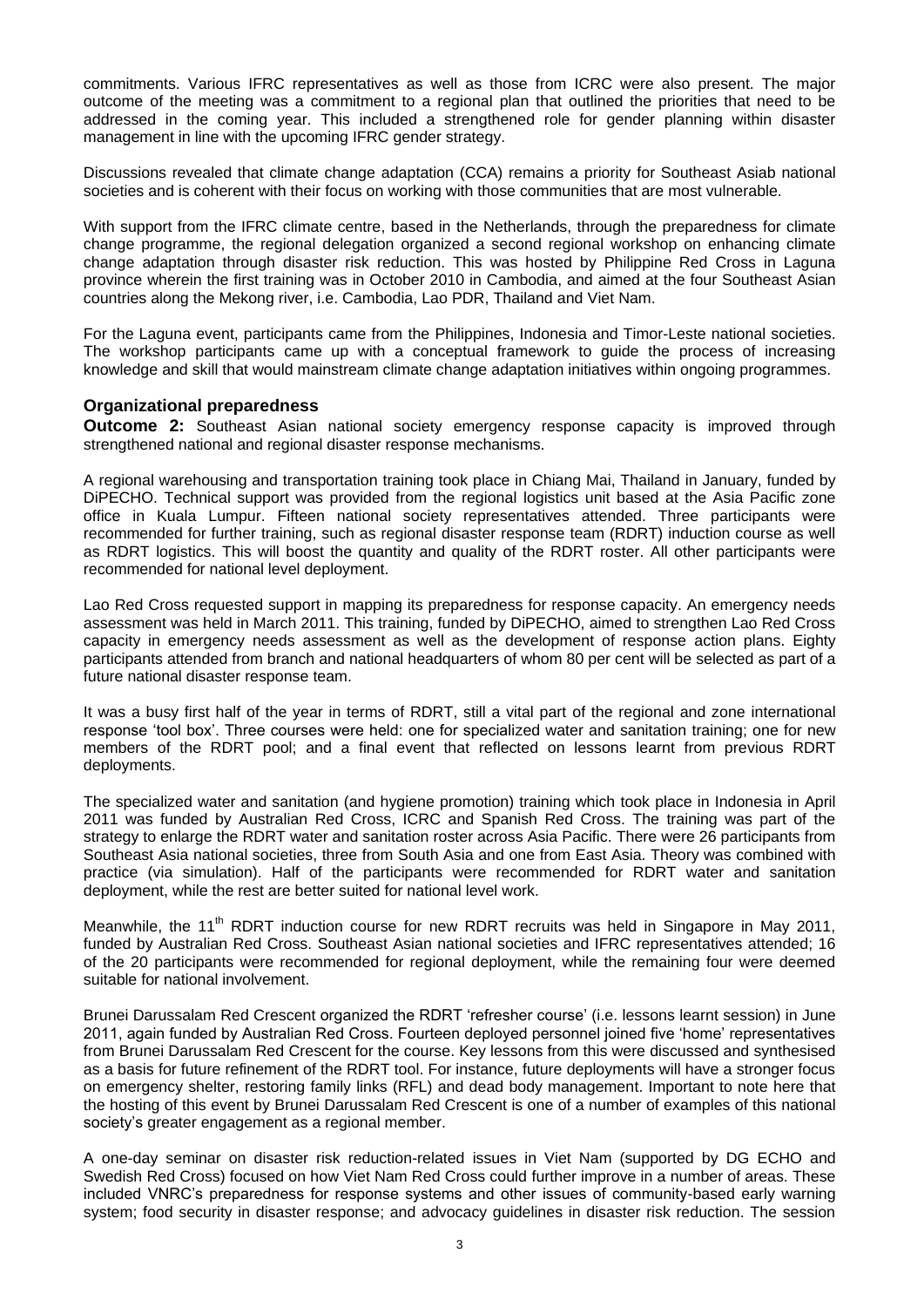commitments. Various IFRC representatives as well as those from ICRC were also present. The major outcome of the meeting was a commitment to a regional plan that outlined the priorities that need to be addressed in the coming year. This included a strengthened role for gender planning within disaster management in line with the upcoming IFRC gender strategy.

Discussions revealed that climate change adaptation (CCA) remains a priority for Southeast Asiab national societies and is coherent with their focus on working with those communities that are most vulnerable.

With support from the IFRC climate centre, based in the Netherlands, through the preparedness for climate change programme, the regional delegation organized a second regional workshop on enhancing climate change adaptation through disaster risk reduction. This was hosted by Philippine Red Cross in Laguna province wherein the first training was in October 2010 in Cambodia, and aimed at the four Southeast Asian countries along the Mekong river, i.e. Cambodia, Lao PDR, Thailand and Viet Nam.

For the Laguna event, participants came from the Philippines, Indonesia and Timor-Leste national societies. The workshop participants came up with a conceptual framework to guide the process of increasing knowledge and skill that would mainstream climate change adaptation initiatives within ongoing programmes.

### Organizational preparedness

**Outcome 2:** Southeast Asian national society emergency response capacity is improved through strengthened national and regional disaster response mechanisms.

A regional warehousing and transportation training took place in Chiang Mai, Thailand in January, funded by DiPECHO. Technical support was provided from the regional logistics unit based at the Asia Pacific zone office in Kuala Lumpur. Fifteen national society representatives attended. Three participants were recommended for further training, such as regional disaster response team (RDRT) induction course as well as RDRT logistics. This will boost the quantity and quality of the RDRT roster. All other participants were recommended for national level deployment.

Lao Red Cross requested support in mapping its preparedness for response capacity. An emergency needs assessment was held in March 2011. This training, funded by DiPECHO, aimed to strengthen Lao Red Cross capacity in emergency needs assessment as well as the development of response action plans. Eighty participants attended from branch and national headquarters of whom 80 per cent will be selected as part of a future national disaster response team.

It was a busy first half of the year in terms of RDRT, still a vital part of the regional and zone international response 'tool box'. Three courses were held: one for specialized water and sanitation training; one for new members of the RDRT pool; and a final event that reflected on lessons learnt from previous RDRT deployments.

The specialized water and sanitation (and hygiene promotion) training which took place in Indonesia in April 2011 was funded by Australian Red Cross, ICRC and Spanish Red Cross. The training was part of the strategy to enlarge the RDRT water and sanitation roster across Asia Pacific. There were 26 participants from Southeast Asia national societies, three from South Asia and one from East Asia. Theory was combined with practice (via simulation). Half of the participants were recommended for RDRT water and sanitation deployment, while the rest are better suited for national level work.

Meanwhile, the 11th RDRT induction course for new RDRT recruits was held in Singapore in May 2011, funded by Australian Red Cross. Southeast Asian national societies and IFRC representatives attended; 16 of the 20 participants were recommended for regional deployment, while the remaining four were deemed suitable for national involvement.

Brunei Darussalam Red Crescent organized the RDRT 'refresher course' (i.e. lessons learnt session) in June 2011, again funded by Australian Red Cross. Fourteen deployed personnel joined five 'home' representatives from Brunei Darussalam Red Crescent for the course. Key lessons from this were discussed and synthesised as a basis for future refinement of the RDRT tool. For instance, future deployments will have a stronger focus on emergency shelter, restoring family links (RFL) and dead body management. Important to note here that the hosting of this event by Brunei Darussalam Red Crescent is one of a number of examples of this national society's greater engagement as a regional member.

A one-day seminar on disaster risk reduction-related issues in Viet Nam (supported by DG ECHO and Swedish Red Cross) focused on how Viet Nam Red Cross could further improve in a number of areas. These included VNRC's preparedness for response systems and other issues of community-based early warning system; food security in disaster response; and advocacy guidelines in disaster risk reduction. The session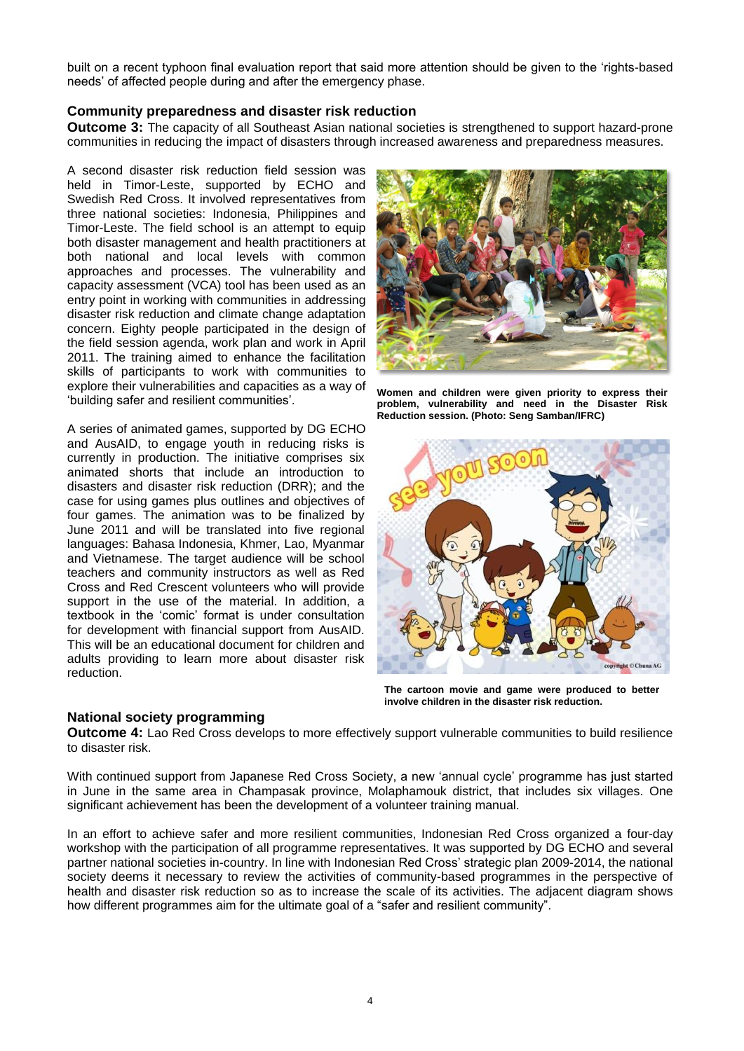built on a recent typhoon final evaluation report that said more attention should be given to the 'rights-based needs' of affected people during and after the emergency phase.

### Community preparedness and disaster risk reduction

**Outcome 3:** The capacity of all Southeast Asian national societies is strengthened to support hazard-prone communities in reducing the impact of disasters through increased awareness and preparedness measures.

A second disaster risk reduction field session was held in Timor-Leste, supported by ECHO and Swedish Red Cross. It involved representatives from three national societies: Indonesia, Philippines and Timor-Leste. The field school is an attempt to equip both disaster management and health practitioners at both national and local levels with common approaches and processes. The vulnerability and capacity assessment (VCA) tool has been used as an entry point in working with communities in addressing disaster risk reduction and climate change adaptation concern. Eighty people participated in the design of the field session agenda, work plan and work in April 2011. The training aimed to enhance the facilitation skills of participants to work with communities to explore their vulnerabilities and capacities as a way of 'building safer and resilient communities'.

**Women and children were given priority to express their problem, vulnerability and need in the Disaster Risk Reduction session. (Photo: Seng Samban/IFRC)**

A series of animated games, supported by DG ECHO and AusAID, to engage youth in reducing risks is currently in production. The initiative comprises six animated shorts that include an introduction to disasters and disaster risk reduction (DRR); and the case for using games plus outlines and objectives of four games. The animation was to be finalized by June 2011 and will be translated into five regional languages: Bahasa Indonesia, Khmer, Lao, Myanmar and Vietnamese. The target audience will be school teachers and community instructors as well as Red Cross and Red Crescent volunteers who will provide support in the use of the material. In addition, a textbook in the 'comic' format is under consultation for development with financial support from AusAID. This will be an educational document for children and adults providing to learn more about disaster risk reduction.

**The cartoon movie and game were produced to better involve children in the disaster risk reduction.**

### National society programming

**Outcome 4:** Lao Red Cross develops to more effectively support vulnerable communities to build resilience to disaster risk.

With continued support from Japanese Red Cross Society, a new 'annual cycle' programme has just started in June in the same area in Champasak province, Molaphamouk district, that includes six villages. One significant achievement has been the development of a volunteer training manual.

In an effort to achieve safer and more resilient communities, Indonesian Red Cross organized a four-day workshop with the participation of all programme representatives. It was supported by DG ECHO and several partner national societies in-country. In line with Indonesian Red Cross' strategic plan 2009-2014, the national society deems it necessary to review the activities of community-based programmes in the perspective of health and disaster risk reduction so as to increase the scale of its activities. The adjacent diagram shows how different programmes aim for the ultimate goal of a "safer and resilient community".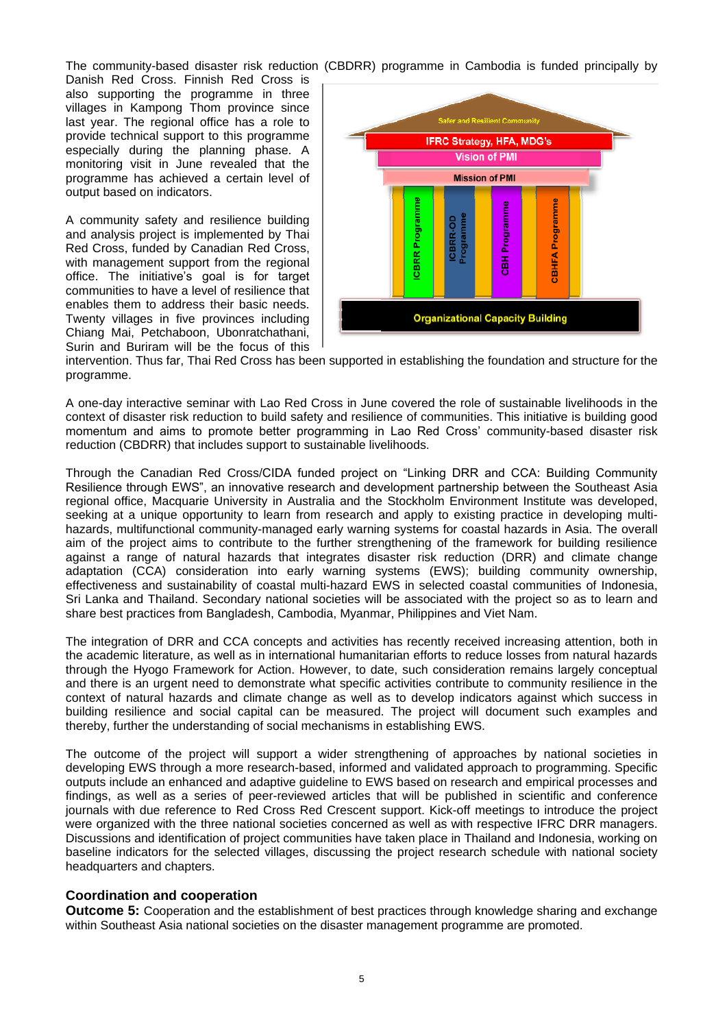The community-based disaster risk reduction (CBDRR) programme in Cambodia is funded principally by Danish Red Cross. Finnish Red Cross is also supporting the programme in three villages in Kampong Thom province since last year. The regional office has a role to provide technical support to this programme especially during the planning phase. A monitoring visit in June revealed that the programme has achieved a certain level of output based on indicators.

A community safety and resilience building and analysis project is implemented by Thai Red Cross, funded by Canadian Red Cross, with management support from the regional office. The initiative's goal is for target communities to have a level of resilience that enables them to address their basic needs. Twenty villages in five provinces including Chiang Mai, Petchaboon, Ubonratchathani, Surin and Buriram will be the focus of this intervention. Thus far, Thai Red Cross has been supported in establishing the foundation and structure for the programme.

A one-day interactive seminar with Lao Red Cross in June covered the role of sustainable livelihoods in the context of disaster risk reduction to build safety and resilience of communities. This initiative is building good momentum and aims to promote better programming in Lao Red Cross' community-based disaster risk reduction (CBDRR) that includes support to sustainable livelihoods.

Through the Canadian Red Cross/CIDA funded project on "Linking DRR and CCA: Building Community Resilience through EWS", an innovative research and development partnership between the Southeast Asia regional office, Macquarie University in Australia and the Stockholm Environment Institute was developed, seeking at a unique opportunity to learn from research and apply to existing practice in developing multi-hazards, multifunctional community-managed early warning systems for coastal hazards in Asia. The overall aim of the project aims to contribute to the further strengthening of the framework for building resilience against a range of natural hazards that integrates disaster risk reduction (DRR) and climate change adaptation (CCA) consideration into early warning systems (EWS); building community ownership, effectiveness and sustainability of coastal multi-hazard EWS in selected coastal communities of Indonesia, Sri Lanka and Thailand. Secondary national societies will be associated with the project so as to learn and share best practices from Bangladesh, Cambodia, Myanmar, Philippines and Viet Nam.

The integration of DRR and CCA concepts and activities has recently received increasing attention, both in the academic literature, as well as in international humanitarian efforts to reduce losses from natural hazards through the Hyogo Framework for Action. However, to date, such consideration remains largely conceptual and there is an urgent need to demonstrate what specific activities contribute to community resilience in the context of natural hazards and climate change as well as to develop indicators against which success in building resilience and social capital can be measured. The project will document such examples and thereby, further the understanding of social mechanisms in establishing EWS.

The outcome of the project will support a wider strengthening of approaches by national societies in developing EWS through a more research-based, informed and validated approach to programming. Specific outputs include an enhanced and adaptive guideline to EWS based on research and empirical processes and findings, as well as a series of peer-reviewed articles that will be published in scientific and conference journals with due reference to Red Cross Red Crescent support. Kick-off meetings to introduce the project were organized with the three national societies concerned as well as with respective IFRC DRR managers. Discussions and identification of project communities have taken place in Thailand and Indonesia, working on baseline indicators for the selected villages, discussing the project research schedule with national society headquarters and chapters.

### Coordination and cooperation

**Outcome 5:** Cooperation and the establishment of best practices through knowledge sharing and exchange within Southeast Asia national societies on the disaster management programme are promoted.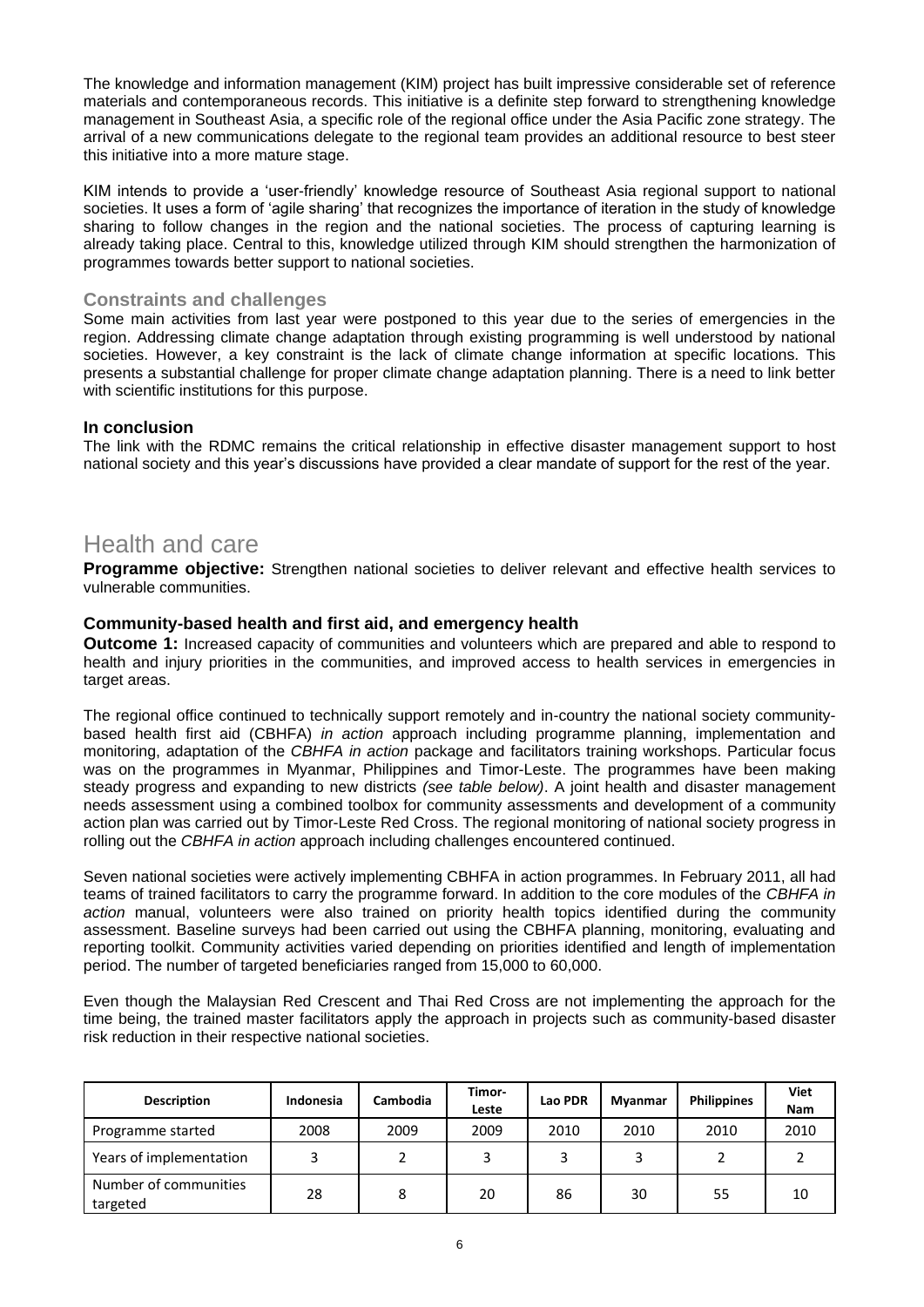The knowledge and information management (KIM) project has built impressive considerable set of reference materials and contemporaneous records. This initiative is a definite step forward to strengthening knowledge management in Southeast Asia, a specific role of the regional office under the Asia Pacific zone strategy. The arrival of a new communications delegate to the regional team provides an additional resource to best steer this initiative into a more mature stage.

KIM intends to provide a 'user-friendly' knowledge resource of Southeast Asia regional support to national societies. It uses a form of 'agile sharing' that recognizes the importance of iteration in the study of knowledge sharing to follow changes in the region and the national societies. The process of capturing learning is already taking place. Central to this, knowledge utilized through KIM should strengthen the harmonization of programmes towards better support to national societies.

### Constraints and challenges

Some main activities from last year were postponed to this year due to the series of emergencies in the region. Addressing climate change adaptation through existing programming is well understood by national societies. However, a key constraint is the lack of climate change information at specific locations. This presents a substantial challenge for proper climate change adaptation planning. There is a need to link better with scientific institutions for this purpose.

### In conclusion

The link with the RDMC remains the critical relationship in effective disaster management support to host national society and this year's discussions have provided a clear mandate of support for the rest of the year.

## Health and care

**Programme objective:** Strengthen national societies to deliver relevant and effective health services to vulnerable communities.

### Community-based health and first aid, and emergency health

**Outcome 1:** Increased capacity of communities and volunteers which are prepared and able to respond to health and injury priorities in the communities, and improved access to health services in emergencies in target areas.

The regional office continued to technically support remotely and in-country the national society community-based health first aid (CBHFA) *in action* approach including programme planning, implementation and monitoring, adaptation of the *CBHFA in action* package and facilitators training workshops. Particular focus was on the programmes in Myanmar, Philippines and Timor-Leste. The programmes have been making steady progress and expanding to new districts *(see table below)*. A joint health and disaster management needs assessment using a combined toolbox for community assessments and development of a community action plan was carried out by Timor-Leste Red Cross. The regional monitoring of national society progress in rolling out the *CBHFA in action* approach including challenges encountered continued.

Seven national societies were actively implementing CBHFA in action programmes. In February 2011, all had teams of trained facilitators to carry the programme forward. In addition to the core modules of the *CBHFA in action* manual, volunteers were also trained on priority health topics identified during the community assessment. Baseline surveys had been carried out using the CBHFA planning, monitoring, evaluating and reporting toolkit. Community activities varied depending on priorities identified and length of implementation period. The number of targeted beneficiaries ranged from 15,000 to 60,000.

Even though the Malaysian Red Crescent and Thai Red Cross are not implementing the approach for the time being, the trained master facilitators apply the approach in projects such as community-based disaster risk reduction in their respective national societies.

| Description | Indonesia | Cambodia | Timor-Leste | Lao PDR | Myanmar | Philippines | Viet Nam |
|---|---|---|---|---|---|---|---|
| Programme started | 2008 | 2009 | 2009 | 2010 | 2010 | 2010 | 2010 |
| Years of implementation | 3 | 2 | 3 | 3 | 3 | 2 | 2 |
| Number of communities targeted | 28 | 8 | 20 | 86 | 30 | 55 | 10 |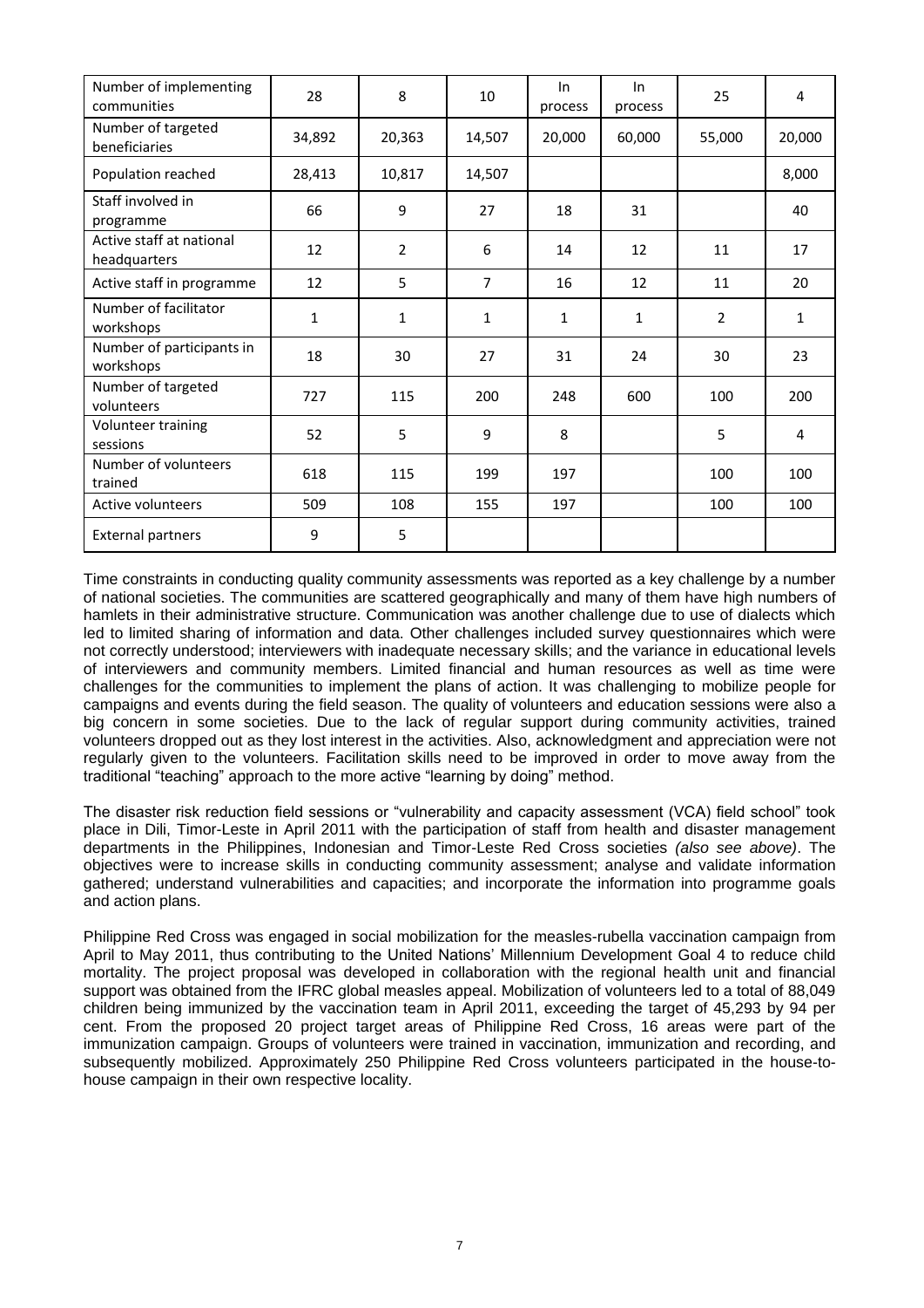| Number of implementing communities | 28 | 8 | 10 | In process | In process | 25 | 4 |
|---|---|---|---|---|---|---|---|
| Number of targeted beneficiaries | 34,892 | 20,363 | 14,507 | 20,000 | 60,000 | 55,000 | 20,000 |
| Population reached | 28,413 | 10,817 | 14,507 | | | | 8,000 |
| Staff involved in programme | 66 | 9 | 27 | 18 | 31 | | 40 |
| Active staff at national headquarters | 12 | 2 | 6 | 14 | 12 | 11 | 17 |
| Active staff in programme | 12 | 5 | 7 | 16 | 12 | 11 | 20 |
| Number of facilitator workshops | 1 | 1 | 1 | 1 | 1 | 2 | 1 |
| Number of participants in workshops | 18 | 30 | 27 | 31 | 24 | 30 | 23 |
| Number of targeted volunteers | 727 | 115 | 200 | 248 | 600 | 100 | 200 |
| Volunteer training sessions | 52 | 5 | 9 | 8 | | 5 | 4 |
| Number of volunteers trained | 618 | 115 | 199 | 197 | | 100 | 100 |
| Active volunteers | 509 | 108 | 155 | 197 | | 100 | 100 |
| External partners | 9 | 5 | | | | | |

Time constraints in conducting quality community assessments was reported as a key challenge by a number of national societies. The communities are scattered geographically and many of them have high numbers of hamlets in their administrative structure. Communication was another challenge due to use of dialects which led to limited sharing of information and data. Other challenges included survey questionnaires which were not correctly understood; interviewers with inadequate necessary skills; and the variance in educational levels of interviewers and community members. Limited financial and human resources as well as time were challenges for the communities to implement the plans of action. It was challenging to mobilize people for campaigns and events during the field season. The quality of volunteers and education sessions were also a big concern in some societies. Due to the lack of regular support during community activities, trained volunteers dropped out as they lost interest in the activities. Also, acknowledgment and appreciation were not regularly given to the volunteers. Facilitation skills need to be improved in order to move away from the traditional "teaching" approach to the more active "learning by doing" method.

The disaster risk reduction field sessions or "vulnerability and capacity assessment (VCA) field school" took place in Dili, Timor-Leste in April 2011 with the participation of staff from health and disaster management departments in the Philippines, Indonesian and Timor-Leste Red Cross societies *(also see above)*. The objectives were to increase skills in conducting community assessment; analyse and validate information gathered; understand vulnerabilities and capacities; and incorporate the information into programme goals and action plans.

Philippine Red Cross was engaged in social mobilization for the measles-rubella vaccination campaign from April to May 2011, thus contributing to the United Nations' Millennium Development Goal 4 to reduce child mortality. The project proposal was developed in collaboration with the regional health unit and financial support was obtained from the IFRC global measles appeal. Mobilization of volunteers led to a total of 88,049 children being immunized by the vaccination team in April 2011, exceeding the target of 45,293 by 94 per cent. From the proposed 20 project target areas of Philippine Red Cross, 16 areas were part of the immunization campaign. Groups of volunteers were trained in vaccination, immunization and recording, and subsequently mobilized. Approximately 250 Philippine Red Cross volunteers participated in the house-to-house campaign in their own respective locality.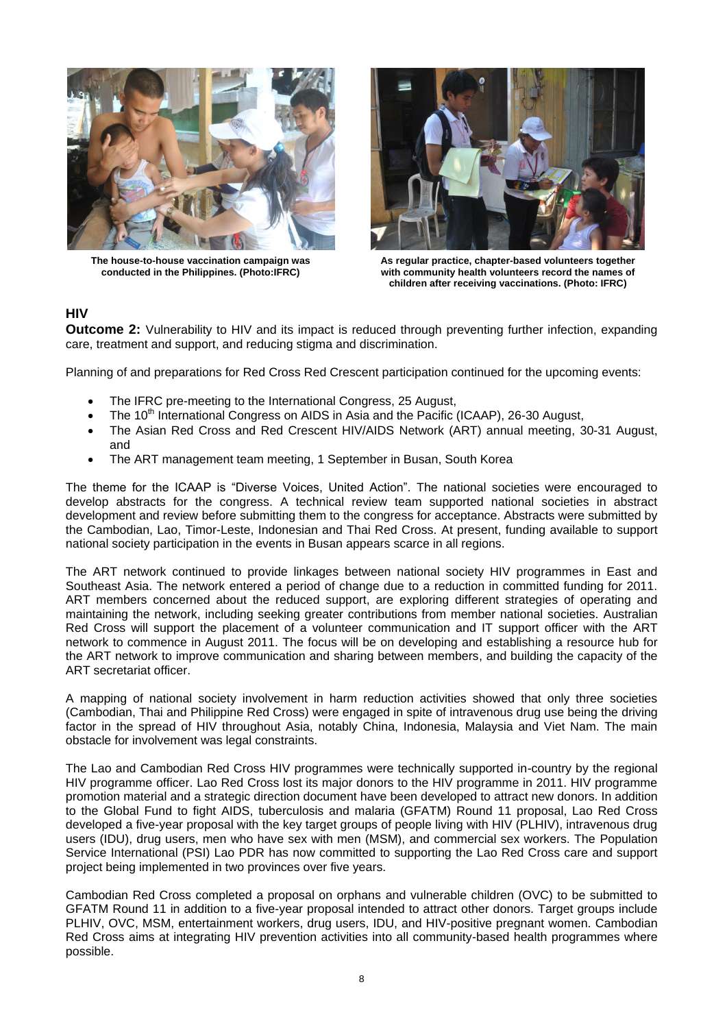The house-to-house vaccination campaign was conducted in the Philippines. (Photo:IFRC)

As regular practice, chapter-based volunteers together with community health volunteers record the names of children after receiving vaccinations. (Photo: IFRC)

## HIV

**Outcome 2:** Vulnerability to HIV and its impact is reduced through preventing further infection, expanding care, treatment and support, and reducing stigma and discrimination.

Planning of and preparations for Red Cross Red Crescent participation continued for the upcoming events:

- The IFRC pre-meeting to the International Congress, 25 August,
- The 10th International Congress on AIDS in Asia and the Pacific (ICAAP), 26-30 August,
- The Asian Red Cross and Red Crescent HIV/AIDS Network (ART) annual meeting, 30-31 August, and
- The ART management team meeting, 1 September in Busan, South Korea

The theme for the ICAAP is "Diverse Voices, United Action". The national societies were encouraged to develop abstracts for the congress. A technical review team supported national societies in abstract development and review before submitting them to the congress for acceptance. Abstracts were submitted by the Cambodian, Lao, Timor-Leste, Indonesian and Thai Red Cross. At present, funding available to support national society participation in the events in Busan appears scarce in all regions.

The ART network continued to provide linkages between national society HIV programmes in East and Southeast Asia. The network entered a period of change due to a reduction in committed funding for 2011. ART members concerned about the reduced support, are exploring different strategies of operating and maintaining the network, including seeking greater contributions from member national societies. Australian Red Cross will support the placement of a volunteer communication and IT support officer with the ART network to commence in August 2011. The focus will be on developing and establishing a resource hub for the ART network to improve communication and sharing between members, and building the capacity of the ART secretariat officer.

A mapping of national society involvement in harm reduction activities showed that only three societies (Cambodian, Thai and Philippine Red Cross) were engaged in spite of intravenous drug use being the driving factor in the spread of HIV throughout Asia, notably China, Indonesia, Malaysia and Viet Nam. The main obstacle for involvement was legal constraints.

The Lao and Cambodian Red Cross HIV programmes were technically supported in-country by the regional HIV programme officer. Lao Red Cross lost its major donors to the HIV programme in 2011. HIV programme promotion material and a strategic direction document have been developed to attract new donors. In addition to the Global Fund to fight AIDS, tuberculosis and malaria (GFATM) Round 11 proposal, Lao Red Cross developed a five-year proposal with the key target groups of people living with HIV (PLHIV), intravenous drug users (IDU), drug users, men who have sex with men (MSM), and commercial sex workers. The Population Service International (PSI) Lao PDR has now committed to supporting the Lao Red Cross care and support project being implemented in two provinces over five years.

Cambodian Red Cross completed a proposal on orphans and vulnerable children (OVC) to be submitted to GFATM Round 11 in addition to a five-year proposal intended to attract other donors. Target groups include PLHIV, OVC, MSM, entertainment workers, drug users, IDU, and HIV-positive pregnant women. Cambodian Red Cross aims at integrating HIV prevention activities into all community-based health programmes where possible.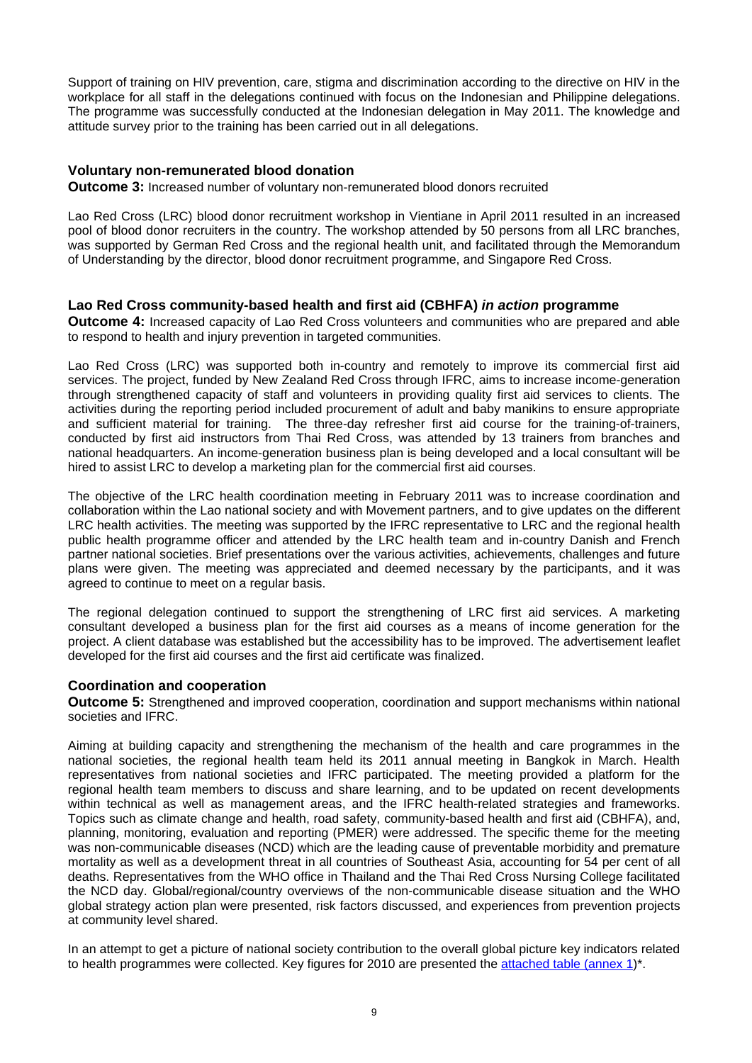Support of training on HIV prevention, care, stigma and discrimination according to the directive on HIV in the workplace for all staff in the delegations continued with focus on the Indonesian and Philippine delegations. The programme was successfully conducted at the Indonesian delegation in May 2011. The knowledge and attitude survey prior to the training has been carried out in all delegations.

### Voluntary non-remunerated blood donation

**Outcome 3:** Increased number of voluntary non-remunerated blood donors recruited

Lao Red Cross (LRC) blood donor recruitment workshop in Vientiane in April 2011 resulted in an increased pool of blood donor recruiters in the country. The workshop attended by 50 persons from all LRC branches, was supported by German Red Cross and the regional health unit, and facilitated through the Memorandum of Understanding by the director, blood donor recruitment programme, and Singapore Red Cross.

### Lao Red Cross community-based health and first aid (CBHFA) *in action* programme

**Outcome 4:** Increased capacity of Lao Red Cross volunteers and communities who are prepared and able to respond to health and injury prevention in targeted communities.

Lao Red Cross (LRC) was supported both in-country and remotely to improve its commercial first aid services. The project, funded by New Zealand Red Cross through IFRC, aims to increase income-generation through strengthened capacity of staff and volunteers in providing quality first aid services to clients. The activities during the reporting period included procurement of adult and baby manikins to ensure appropriate and sufficient material for training. The three-day refresher first aid course for the training-of-trainers, conducted by first aid instructors from Thai Red Cross, was attended by 13 trainers from branches and national headquarters. An income-generation business plan is being developed and a local consultant will be hired to assist LRC to develop a marketing plan for the commercial first aid courses.

The objective of the LRC health coordination meeting in February 2011 was to increase coordination and collaboration within the Lao national society and with Movement partners, and to give updates on the different LRC health activities. The meeting was supported by the IFRC representative to LRC and the regional health public health programme officer and attended by the LRC health team and in-country Danish and French partner national societies. Brief presentations over the various activities, achievements, challenges and future plans were given. The meeting was appreciated and deemed necessary by the participants, and it was agreed to continue to meet on a regular basis.

The regional delegation continued to support the strengthening of LRC first aid services. A marketing consultant developed a business plan for the first aid courses as a means of income generation for the project. A client database was established but the accessibility has to be improved. The advertisement leaflet developed for the first aid courses and the first aid certificate was finalized.

### Coordination and cooperation

**Outcome 5:** Strengthened and improved cooperation, coordination and support mechanisms within national societies and IFRC.

Aiming at building capacity and strengthening the mechanism of the health and care programmes in the national societies, the regional health team held its 2011 annual meeting in Bangkok in March. Health representatives from national societies and IFRC participated. The meeting provided a platform for the regional health team members to discuss and share learning, and to be updated on recent developments within technical as well as management areas, and the IFRC health-related strategies and frameworks. Topics such as climate change and health, road safety, community-based health and first aid (CBHFA), and, planning, monitoring, evaluation and reporting (PMER) were addressed. The specific theme for the meeting was non-communicable diseases (NCD) which are the leading cause of preventable morbidity and premature mortality as well as a development threat in all countries of Southeast Asia, accounting for 54 per cent of all deaths. Representatives from the WHO office in Thailand and the Thai Red Cross Nursing College facilitated the NCD day. Global/regional/country overviews of the non-communicable disease situation and the WHO global strategy action plan were presented, risk factors discussed, and experiences from prevention projects at community level shared.

In an attempt to get a picture of national society contribution to the overall global picture key indicators related to health programmes were collected. Key figures for 2010 are presented the attached table (annex 1)*.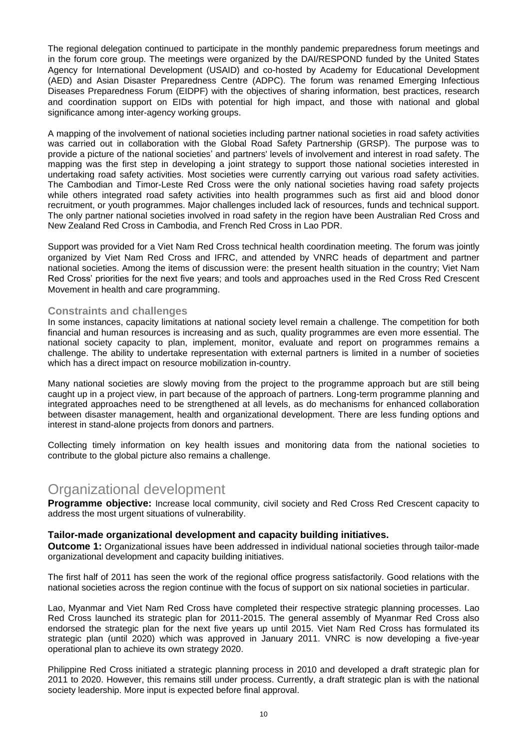The regional delegation continued to participate in the monthly pandemic preparedness forum meetings and in the forum core group. The meetings were organized by the DAI/RESPOND funded by the United States Agency for International Development (USAID) and co-hosted by Academy for Educational Development (AED) and Asian Disaster Preparedness Centre (ADPC). The forum was renamed Emerging Infectious Diseases Preparedness Forum (EIDPF) with the objectives of sharing information, best practices, research and coordination support on EIDs with potential for high impact, and those with national and global significance among inter-agency working groups.

A mapping of the involvement of national societies including partner national societies in road safety activities was carried out in collaboration with the Global Road Safety Partnership (GRSP). The purpose was to provide a picture of the national societies' and partners' levels of involvement and interest in road safety. The mapping was the first step in developing a joint strategy to support those national societies interested in undertaking road safety activities. Most societies were currently carrying out various road safety activities. The Cambodian and Timor-Leste Red Cross were the only national societies having road safety projects while others integrated road safety activities into health programmes such as first aid and blood donor recruitment, or youth programmes. Major challenges included lack of resources, funds and technical support. The only partner national societies involved in road safety in the region have been Australian Red Cross and New Zealand Red Cross in Cambodia, and French Red Cross in Lao PDR.

Support was provided for a Viet Nam Red Cross technical health coordination meeting. The forum was jointly organized by Viet Nam Red Cross and IFRC, and attended by VNRC heads of department and partner national societies. Among the items of discussion were: the present health situation in the country; Viet Nam Red Cross' priorities for the next five years; and tools and approaches used in the Red Cross Red Crescent Movement in health and care programming.

### Constraints and challenges

In some instances, capacity limitations at national society level remain a challenge. The competition for both financial and human resources is increasing and as such, quality programmes are even more essential. The national society capacity to plan, implement, monitor, evaluate and report on programmes remains a challenge. The ability to undertake representation with external partners is limited in a number of societies which has a direct impact on resource mobilization in-country.

Many national societies are slowly moving from the project to the programme approach but are still being caught up in a project view, in part because of the approach of partners. Long-term programme planning and integrated approaches need to be strengthened at all levels, as do mechanisms for enhanced collaboration between disaster management, health and organizational development. There are less funding options and interest in stand-alone projects from donors and partners.

Collecting timely information on key health issues and monitoring data from the national societies to contribute to the global picture also remains a challenge.

## Organizational development

**Programme objective:** Increase local community, civil society and Red Cross Red Crescent capacity to address the most urgent situations of vulnerability.

### Tailor-made organizational development and capacity building initiatives.

**Outcome 1:** Organizational issues have been addressed in individual national societies through tailor-made organizational development and capacity building initiatives.

The first half of 2011 has seen the work of the regional office progress satisfactorily. Good relations with the national societies across the region continue with the focus of support on six national societies in particular.

Lao, Myanmar and Viet Nam Red Cross have completed their respective strategic planning processes. Lao Red Cross launched its strategic plan for 2011-2015. The general assembly of Myanmar Red Cross also endorsed the strategic plan for the next five years up until 2015. Viet Nam Red Cross has formulated its strategic plan (until 2020) which was approved in January 2011. VNRC is now developing a five-year operational plan to achieve its own strategy 2020.

Philippine Red Cross initiated a strategic planning process in 2010 and developed a draft strategic plan for 2011 to 2020. However, this remains still under process. Currently, a draft strategic plan is with the national society leadership. More input is expected before final approval.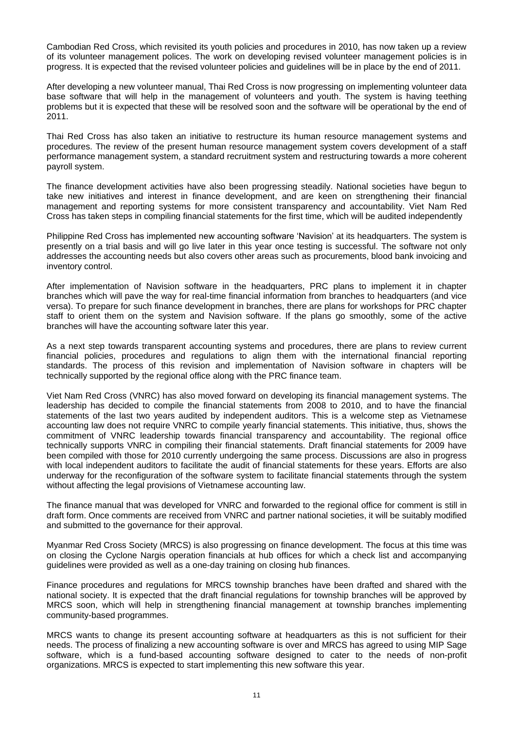Cambodian Red Cross, which revisited its youth policies and procedures in 2010, has now taken up a review of its volunteer management polices. The work on developing revised volunteer management policies is in progress. It is expected that the revised volunteer policies and guidelines will be in place by the end of 2011.

After developing a new volunteer manual, Thai Red Cross is now progressing on implementing volunteer data base software that will help in the management of volunteers and youth. The system is having teething problems but it is expected that these will be resolved soon and the software will be operational by the end of 2011.

Thai Red Cross has also taken an initiative to restructure its human resource management systems and procedures. The review of the present human resource management system covers development of a staff performance management system, a standard recruitment system and restructuring towards a more coherent payroll system.

The finance development activities have also been progressing steadily. National societies have begun to take new initiatives and interest in finance development, and are keen on strengthening their financial management and reporting systems for more consistent transparency and accountability. Viet Nam Red Cross has taken steps in compiling financial statements for the first time, which will be audited independently

Philippine Red Cross has implemented new accounting software 'Navision' at its headquarters. The system is presently on a trial basis and will go live later in this year once testing is successful. The software not only addresses the accounting needs but also covers other areas such as procurements, blood bank invoicing and inventory control.

After implementation of Navision software in the headquarters, PRC plans to implement it in chapter branches which will pave the way for real-time financial information from branches to headquarters (and vice versa). To prepare for such finance development in branches, there are plans for workshops for PRC chapter staff to orient them on the system and Navision software. If the plans go smoothly, some of the active branches will have the accounting software later this year.

As a next step towards transparent accounting systems and procedures, there are plans to review current financial policies, procedures and regulations to align them with the international financial reporting standards. The process of this revision and implementation of Navision software in chapters will be technically supported by the regional office along with the PRC finance team.

Viet Nam Red Cross (VNRC) has also moved forward on developing its financial management systems. The leadership has decided to compile the financial statements from 2008 to 2010, and to have the financial statements of the last two years audited by independent auditors. This is a welcome step as Vietnamese accounting law does not require VNRC to compile yearly financial statements. This initiative, thus, shows the commitment of VNRC leadership towards financial transparency and accountability. The regional office technically supports VNRC in compiling their financial statements. Draft financial statements for 2009 have been compiled with those for 2010 currently undergoing the same process. Discussions are also in progress with local independent auditors to facilitate the audit of financial statements for these years. Efforts are also underway for the reconfiguration of the software system to facilitate financial statements through the system without affecting the legal provisions of Vietnamese accounting law.

The finance manual that was developed for VNRC and forwarded to the regional office for comment is still in draft form. Once comments are received from VNRC and partner national societies, it will be suitably modified and submitted to the governance for their approval.

Myanmar Red Cross Society (MRCS) is also progressing on finance development. The focus at this time was on closing the Cyclone Nargis operation financials at hub offices for which a check list and accompanying guidelines were provided as well as a one-day training on closing hub finances.

Finance procedures and regulations for MRCS township branches have been drafted and shared with the national society. It is expected that the draft financial regulations for township branches will be approved by MRCS soon, which will help in strengthening financial management at township branches implementing community-based programmes.

MRCS wants to change its present accounting software at headquarters as this is not sufficient for their needs. The process of finalizing a new accounting software is over and MRCS has agreed to using MIP Sage software, which is a fund-based accounting software designed to cater to the needs of non-profit organizations. MRCS is expected to start implementing this new software this year.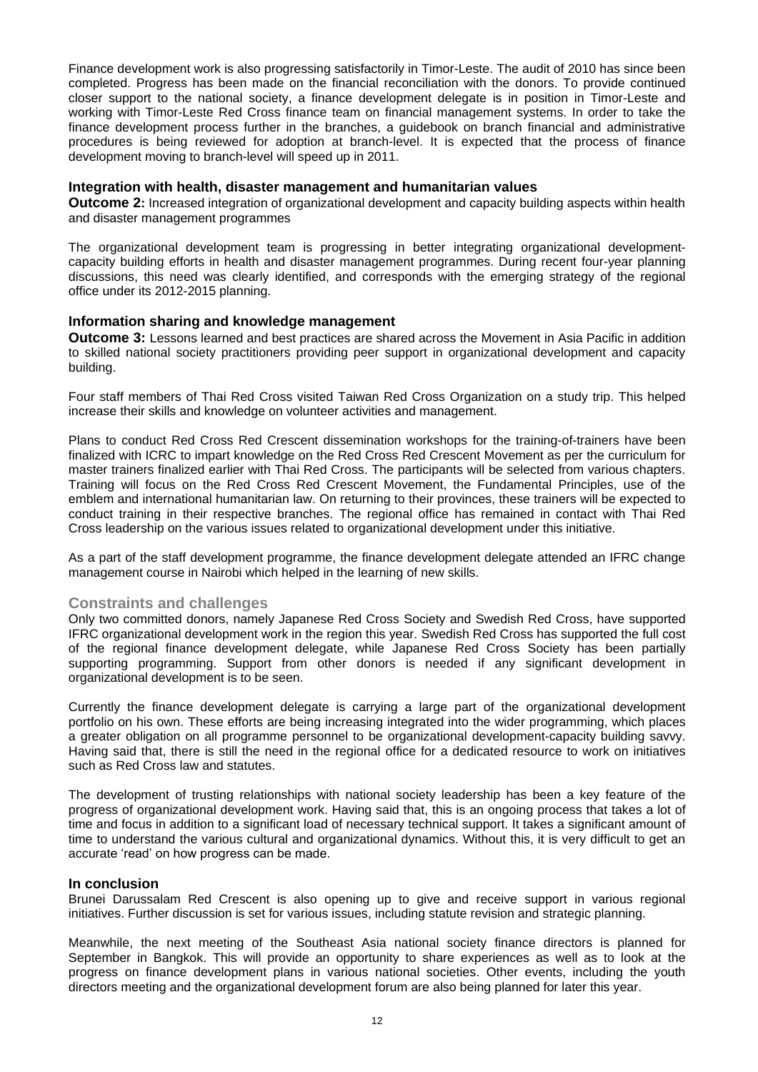Finance development work is also progressing satisfactorily in Timor-Leste. The audit of 2010 has since been completed. Progress has been made on the financial reconciliation with the donors. To provide continued closer support to the national society, a finance development delegate is in position in Timor-Leste and working with Timor-Leste Red Cross finance team on financial management systems. In order to take the finance development process further in the branches, a guidebook on branch financial and administrative procedures is being reviewed for adoption at branch-level. It is expected that the process of finance development moving to branch-level will speed up in 2011.

### Integration with health, disaster management and humanitarian values

**Outcome 2:** Increased integration of organizational development and capacity building aspects within health and disaster management programmes

The organizational development team is progressing in better integrating organizational development-capacity building efforts in health and disaster management programmes. During recent four-year planning discussions, this need was clearly identified, and corresponds with the emerging strategy of the regional office under its 2012-2015 planning.

### Information sharing and knowledge management

**Outcome 3:** Lessons learned and best practices are shared across the Movement in Asia Pacific in addition to skilled national society practitioners providing peer support in organizational development and capacity building.

Four staff members of Thai Red Cross visited Taiwan Red Cross Organization on a study trip. This helped increase their skills and knowledge on volunteer activities and management.

Plans to conduct Red Cross Red Crescent dissemination workshops for the training-of-trainers have been finalized with ICRC to impart knowledge on the Red Cross Red Crescent Movement as per the curriculum for master trainers finalized earlier with Thai Red Cross. The participants will be selected from various chapters. Training will focus on the Red Cross Red Crescent Movement, the Fundamental Principles, use of the emblem and international humanitarian law. On returning to their provinces, these trainers will be expected to conduct training in their respective branches. The regional office has remained in contact with Thai Red Cross leadership on the various issues related to organizational development under this initiative.

As a part of the staff development programme, the finance development delegate attended an IFRC change management course in Nairobi which helped in the learning of new skills.

### Constraints and challenges

Only two committed donors, namely Japanese Red Cross Society and Swedish Red Cross, have supported IFRC organizational development work in the region this year. Swedish Red Cross has supported the full cost of the regional finance development delegate, while Japanese Red Cross Society has been partially supporting programming. Support from other donors is needed if any significant development in organizational development is to be seen.

Currently the finance development delegate is carrying a large part of the organizational development portfolio on his own. These efforts are being increasing integrated into the wider programming, which places a greater obligation on all programme personnel to be organizational development-capacity building savvy. Having said that, there is still the need in the regional office for a dedicated resource to work on initiatives such as Red Cross law and statutes.

The development of trusting relationships with national society leadership has been a key feature of the progress of organizational development work. Having said that, this is an ongoing process that takes a lot of time and focus in addition to a significant load of necessary technical support. It takes a significant amount of time to understand the various cultural and organizational dynamics. Without this, it is very difficult to get an accurate 'read' on how progress can be made.

### In conclusion

Brunei Darussalam Red Crescent is also opening up to give and receive support in various regional initiatives. Further discussion is set for various issues, including statute revision and strategic planning.

Meanwhile, the next meeting of the Southeast Asia national society finance directors is planned for September in Bangkok. This will provide an opportunity to share experiences as well as to look at the progress on finance development plans in various national societies. Other events, including the youth directors meeting and the organizational development forum are also being planned for later this year.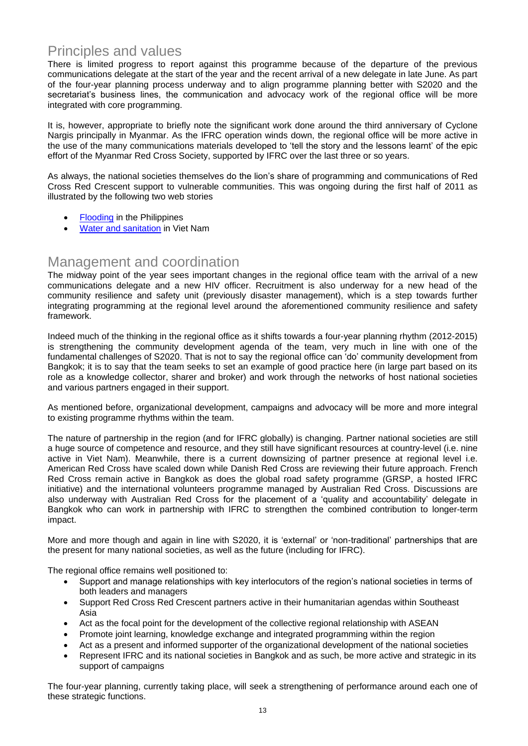## Principles and values

There is limited progress to report against this programme because of the departure of the previous communications delegate at the start of the year and the recent arrival of a new delegate in late June. As part of the four-year planning process underway and to align programme planning better with S2020 and the secretariat's business lines, the communication and advocacy work of the regional office will be more integrated with core programming.

It is, however, appropriate to briefly note the significant work done around the third anniversary of Cyclone Nargis principally in Myanmar. As the IFRC operation winds down, the regional office will be more active in the use of the many communications materials developed to 'tell the story and the lessons learnt' of the epic effort of the Myanmar Red Cross Society, supported by IFRC over the last three or so years.

As always, the national societies themselves do the lion's share of programming and communications of Red Cross Red Crescent support to vulnerable communities. This was ongoing during the first half of 2011 as illustrated by the following two web stories

- Flooding in the Philippines
- Water and sanitation in Viet Nam

## Management and coordination

The midway point of the year sees important changes in the regional office team with the arrival of a new communications delegate and a new HIV officer. Recruitment is also underway for a new head of the community resilience and safety unit (previously disaster management), which is a step towards further integrating programming at the regional level around the aforementioned community resilience and safety framework.

Indeed much of the thinking in the regional office as it shifts towards a four-year planning rhythm (2012-2015) is strengthening the community development agenda of the team, very much in line with one of the fundamental challenges of S2020. That is not to say the regional office can 'do' community development from Bangkok; it is to say that the team seeks to set an example of good practice here (in large part based on its role as a knowledge collector, sharer and broker) and work through the networks of host national societies and various partners engaged in their support.

As mentioned before, organizational development, campaigns and advocacy will be more and more integral to existing programme rhythms within the team.

The nature of partnership in the region (and for IFRC globally) is changing. Partner national societies are still a huge source of competence and resource, and they still have significant resources at country-level (i.e. nine active in Viet Nam). Meanwhile, there is a current downsizing of partner presence at regional level i.e. American Red Cross have scaled down while Danish Red Cross are reviewing their future approach. French Red Cross remain active in Bangkok as does the global road safety programme (GRSP, a hosted IFRC initiative) and the international volunteers programme managed by Australian Red Cross. Discussions are also underway with Australian Red Cross for the placement of a 'quality and accountability' delegate in Bangkok who can work in partnership with IFRC to strengthen the combined contribution to longer-term impact.

More and more though and again in line with S2020, it is 'external' or 'non-traditional' partnerships that are the present for many national societies, as well as the future (including for IFRC).

The regional office remains well positioned to:

- Support and manage relationships with key interlocutors of the region's national societies in terms of both leaders and managers
- Support Red Cross Red Crescent partners active in their humanitarian agendas within Southeast Asia
- Act as the focal point for the development of the collective regional relationship with ASEAN
- Promote joint learning, knowledge exchange and integrated programming within the region
- Act as a present and informed supporter of the organizational development of the national societies
- Represent IFRC and its national societies in Bangkok and as such, be more active and strategic in its support of campaigns

The four-year planning, currently taking place, will seek a strengthening of performance around each one of these strategic functions.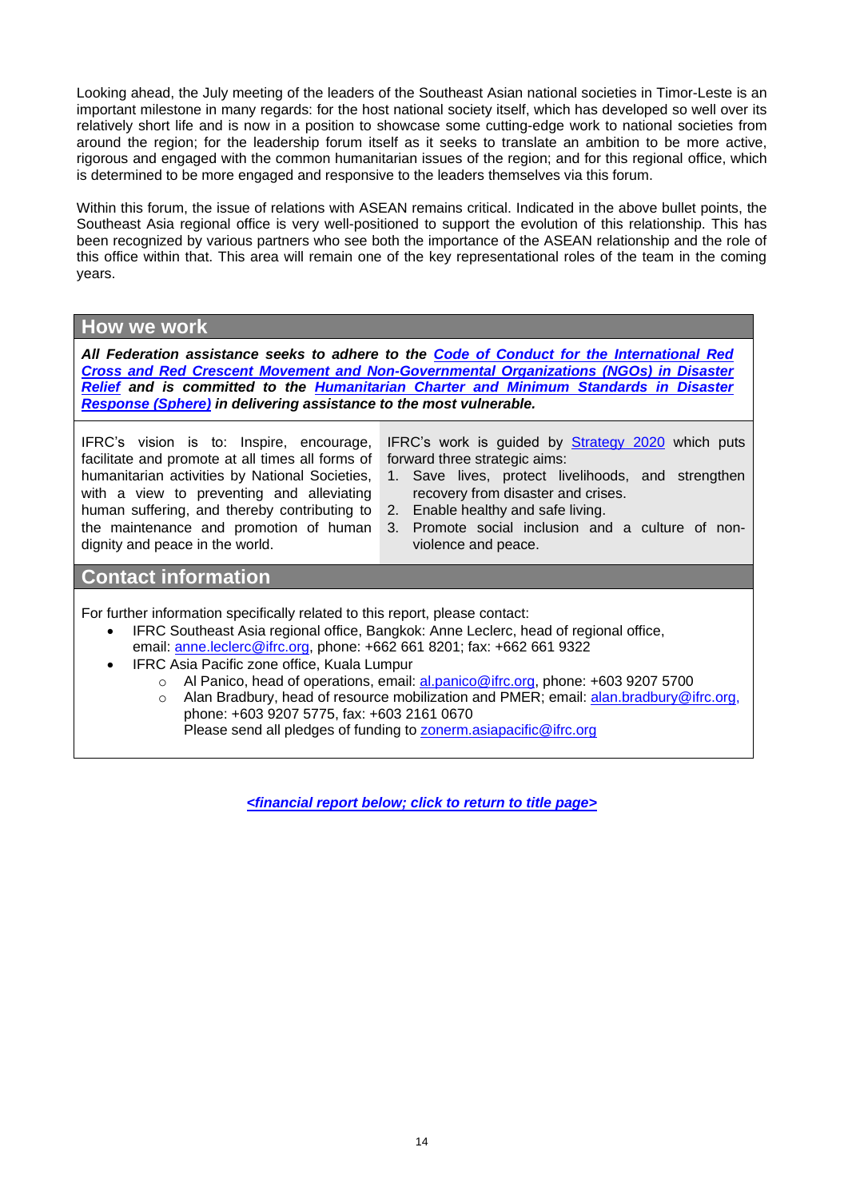Looking ahead, the July meeting of the leaders of the Southeast Asian national societies in Timor-Leste is an important milestone in many regards: for the host national society itself, which has developed so well over its relatively short life and is now in a position to showcase some cutting-edge work to national societies from around the region; for the leadership forum itself as it seeks to translate an ambition to be more active, rigorous and engaged with the common humanitarian issues of the region; and for this regional office, which is determined to be more engaged and responsive to the leaders themselves via this forum.

Within this forum, the issue of relations with ASEAN remains critical. Indicated in the above bullet points, the Southeast Asia regional office is very well-positioned to support the evolution of this relationship. This has been recognized by various partners who see both the importance of the ASEAN relationship and the role of this office within that. This area will remain one of the key representational roles of the team in the coming years.

## How we work

***All Federation assistance seeks to adhere to the Code of Conduct for the International Red Cross and Red Crescent Movement and Non-Governmental Organizations (NGOs) in Disaster Relief and is committed to the Humanitarian Charter and Minimum Standards in Disaster Response (Sphere) in delivering assistance to the most vulnerable.***

IFRC's vision is to: Inspire, encourage, facilitate and promote at all times all forms of humanitarian activities by National Societies, with a view to preventing and alleviating human suffering, and thereby contributing to the maintenance and promotion of human dignity and peace in the world.

IFRC's work is guided by Strategy 2020 which puts forward three strategic aims:

1. Save lives, protect livelihoods, and strengthen recovery from disaster and crises.
2. Enable healthy and safe living.
3. Promote social inclusion and a culture of non-violence and peace.

## Contact information

For further information specifically related to this report, please contact:

- IFRC Southeast Asia regional office, Bangkok: Anne Leclerc, head of regional office, email: anne.leclerc@ifrc.org, phone: +662 661 8201; fax: +662 661 9322
- IFRC Asia Pacific zone office, Kuala Lumpur
  - Al Panico, head of operations, email: al.panico@ifrc.org, phone: +603 9207 5700
  - Alan Bradbury, head of resource mobilization and PMER; email: alan.bradbury@ifrc.org, phone: +603 9207 5775, fax: +603 2161 0670
    Please send all pledges of funding to zonerm.asiapacific@ifrc.org

***<financial report below; click to return to title page>***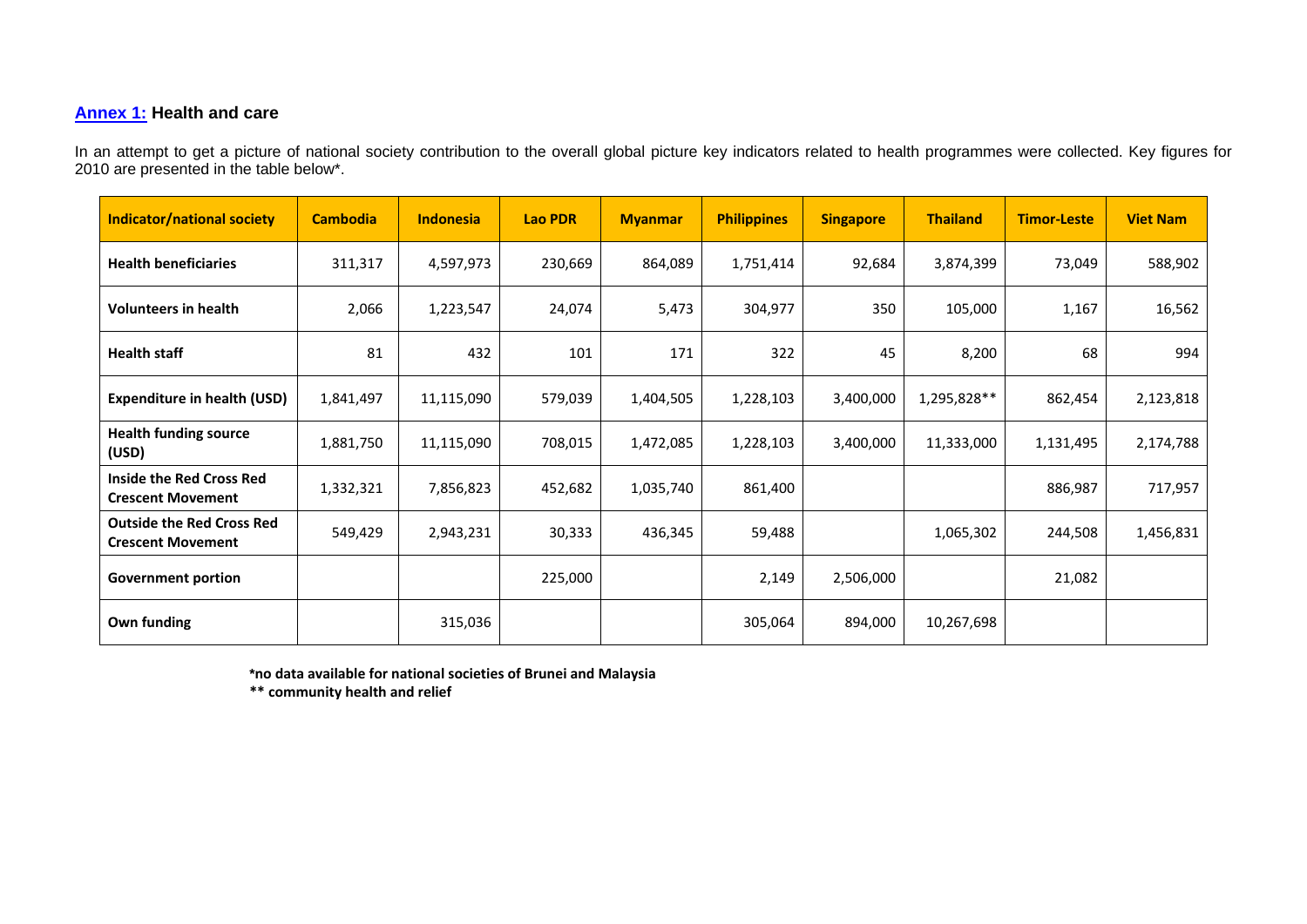## [Annex 1:](#) Health and care

In an attempt to get a picture of national society contribution to the overall global picture key indicators related to health programmes were collected. Key figures for 2010 are presented in the table below*.

| Indicator/national society | Cambodia | Indonesia | Lao PDR | Myanmar | Philippines | Singapore | Thailand | Timor-Leste | Viet Nam |
|---|---|---|---|---|---|---|---|---|---|
| **Health beneficiaries** | 311,317 | 4,597,973 | 230,669 | 864,089 | 1,751,414 | 92,684 | 3,874,399 | 73,049 | 588,902 |
| **Volunteers in health** | 2,066 | 1,223,547 | 24,074 | 5,473 | 304,977 | 350 | 105,000 | 1,167 | 16,562 |
| **Health staff** | 81 | 432 | 101 | 171 | 322 | 45 | 8,200 | 68 | 994 |
| **Expenditure in health (USD)** | 1,841,497 | 11,115,090 | 579,039 | 1,404,505 | 1,228,103 | 3,400,000 | 1,295,828** | 862,454 | 2,123,818 |
| **Health funding source (USD)** | 1,881,750 | 11,115,090 | 708,015 | 1,472,085 | 1,228,103 | 3,400,000 | 11,333,000 | 1,131,495 | 2,174,788 |
| **Inside the Red Cross Red Crescent Movement** | 1,332,321 | 7,856,823 | 452,682 | 1,035,740 | 861,400 | | | 886,987 | 717,957 |
| **Outside the Red Cross Red Crescent Movement** | 549,429 | 2,943,231 | 30,333 | 436,345 | 59,488 | | 1,065,302 | 244,508 | 1,456,831 |
| **Government portion** | | | 225,000 | | 2,149 | 2,506,000 | | 21,082 | |
| **Own funding** | | 315,036 | | | 305,064 | 894,000 | 10,267,698 | | |

**\*no data available for national societies of Brunei and Malaysia**
**\*\* community health and relief**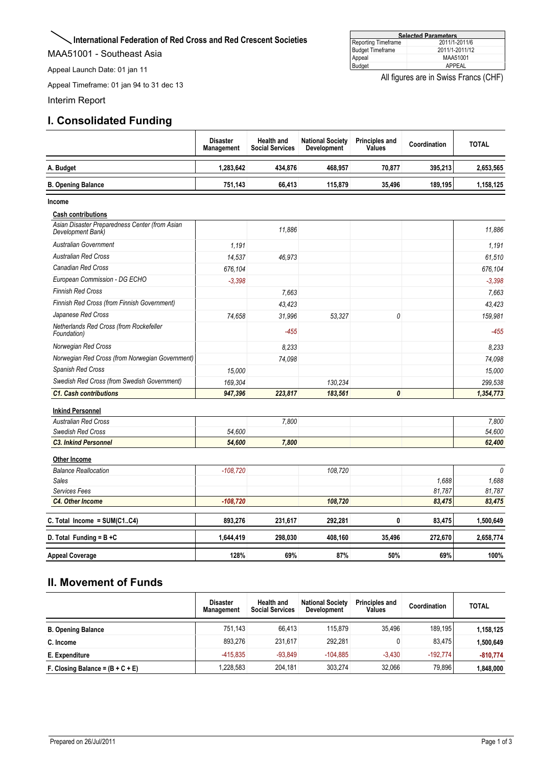**International Federation of Red Cross and Red Crescent Societies**

MAA51001 - Southeast Asia

Appeal Launch Date: 01 jan 11

Appeal Timeframe: 01 jan 94 to 31 dec 13

Interim Report

| Selected Parameters | |
|---|---|
| Reporting Timeframe | 2011/1-2011/6 |
| Budget Timeframe | 2011/1-2011/12 |
| Appeal | MAA51001 |
| Budget | APPEAL |

All figures are in Swiss Francs (CHF)

## I. Consolidated Funding

| | Disaster Management | Health and Social Services | National Society Development | Principles and Values | Coordination | TOTAL |
|---|---|---|---|---|---|---|
| **A. Budget** | **1,283,642** | **434,876** | **468,957** | **70,877** | **395,213** | **2,653,565** |
| **B. Opening Balance** | **751,143** | **66,413** | **115,879** | **35,496** | **189,195** | **1,158,125** |
| **Income** | | | | | | |
| **Cash contributions** | | | | | | |
| *Asian Disaster Preparedness Center (from Asian Development Bank)* | | *11,886* | | | | *11,886* |
| *Australian Government* | *1,191* | | | | | *1,191* |
| *Australian Red Cross* | *14,537* | *46,973* | | | | *61,510* |
| *Canadian Red Cross* | *676,104* | | | | | *676,104* |
| *European Commission - DG ECHO* | *-3,398* | | | | | *-3,398* |
| *Finnish Red Cross* | | *7,663* | | | | *7,663* |
| *Finnish Red Cross (from Finnish Government)* | | *43,423* | | | | *43,423* |
| *Japanese Red Cross* | *74,658* | *31,996* | *53,327* | *0* | | *159,981* |
| *Netherlands Red Cross (from Rockefeller Foundation)* | | *-455* | | | | *-455* |
| *Norwegian Red Cross* | | *8,233* | | | | *8,233* |
| *Norwegian Red Cross (from Norwegian Government)* | | *74,098* | | | | *74,098* |
| *Spanish Red Cross* | *15,000* | | | | | *15,000* |
| *Swedish Red Cross (from Swedish Government)* | *169,304* | | *130,234* | | | *299,538* |
| ***C1. Cash contributions*** | ***947,396*** | ***223,817*** | ***183,561*** | ***0*** | | ***1,354,773*** |
| **Inkind Personnel** | | | | | | |
| *Australian Red Cross* | | *7,800* | | | | *7,800* |
| *Swedish Red Cross* | *54,600* | | | | | *54,600* |
| ***C3. Inkind Personnel*** | ***54,600*** | ***7,800*** | | | | ***62,400*** |
| **Other Income** | | | | | | |
| *Balance Reallocation* | *-108,720* | | *108,720* | | | *0* |
| *Sales* | | | | | *1,688* | *1,688* |
| *Services Fees* | | | | | *81,787* | *81,787* |
| ***C4. Other Income*** | ***-108,720*** | | ***108,720*** | | ***83,475*** | ***83,475*** |
| **C. Total Income = SUM(C1..C4)** | **893,276** | **231,617** | **292,281** | **0** | **83,475** | **1,500,649** |
| **D. Total Funding = B +C** | **1,644,419** | **298,030** | **408,160** | **35,496** | **272,670** | **2,658,774** |
| **Appeal Coverage** | **128%** | **69%** | **87%** | **50%** | **69%** | **100%** |

## II. Movement of Funds

| | Disaster Management | Health and Social Services | National Society Development | Principles and Values | Coordination | TOTAL |
|---|---|---|---|---|---|---|
| **B. Opening Balance** | 751,143 | 66,413 | 115,879 | 35,496 | 189,195 | **1,158,125** |
| **C. Income** | 893,276 | 231,617 | 292,281 | 0 | 83,475 | **1,500,649** |
| **E. Expenditure** | -415,835 | -93,849 | -104,885 | -3,430 | -192,774 | **-810,774** |
| **F. Closing Balance = (B + C + E)** | 1,228,583 | 204,181 | 303,274 | 32,066 | 79,896 | **1,848,000** |

Prepared on 26/Jul/2011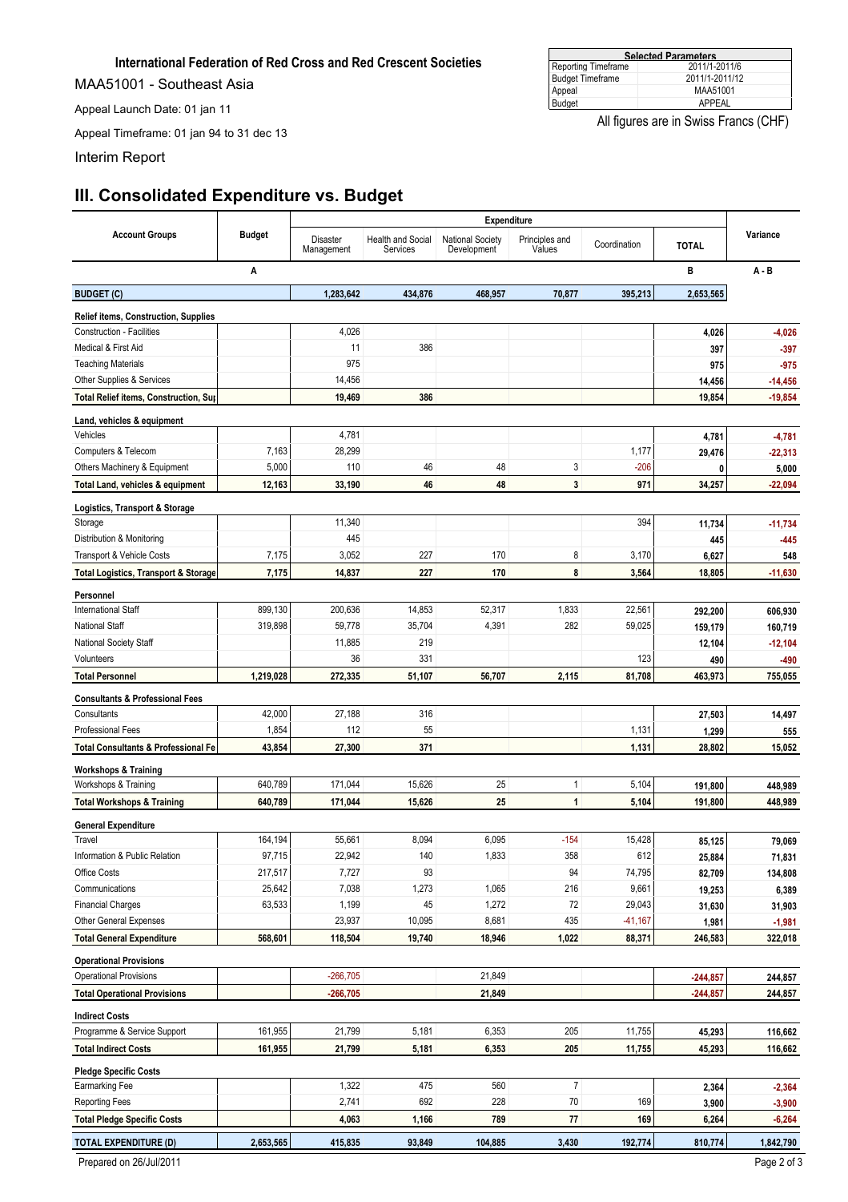**International Federation of Red Cross and Red Crescent Societies**

MAA51001 - Southeast Asia

Appeal Launch Date: 01 jan 11

Appeal Timeframe: 01 jan 94 to 31 dec 13

Interim Report

| Selected Parameters | |
|---|---|
| Reporting Timeframe | 2011/1-2011/6 |
| Budget Timeframe | 2011/1-2011/12 |
| Appeal | MAA51001 |
| Budget | APPEAL |

All figures are in Swiss Francs (CHF)

# III. Consolidated Expenditure vs. Budget

| Account Groups | Budget | Expenditure | | | | | | Variance |
|---|---|---|---|---|---|---|---|---|
| | | Disaster Management | Health and Social Services | National Society Development | Principles and Values | Coordination | TOTAL | |
| | A | | | | | | B | A - B |
| **BUDGET (C)** | | **1,283,642** | **434,876** | **468,957** | **70,877** | **395,213** | **2,653,565** | |
| **Relief items, Construction, Supplies** | | | | | | | | |
| Construction - Facilities | | 4,026 | | | | | 4,026 | -4,026 |
| Medical & First Aid | | 11 | 386 | | | | 397 | -397 |
| Teaching Materials | | 975 | | | | | 975 | -975 |
| Other Supplies & Services | | 14,456 | | | | | 14,456 | -14,456 |
| **Total Relief items, Construction, Sup** | | **19,469** | **386** | | | | **19,854** | **-19,854** |
| **Land, vehicles & equipment** | | | | | | | | |
| Vehicles | | 4,781 | | | | | 4,781 | -4,781 |
| Computers & Telecom | 7,163 | 28,299 | | | | 1,177 | 29,476 | -22,313 |
| Others Machinery & Equipment | 5,000 | 110 | 46 | 48 | 3 | -206 | 0 | 5,000 |
| **Total Land, vehicles & equipment** | **12,163** | **33,190** | **46** | **48** | **3** | **971** | **34,257** | **-22,094** |
| **Logistics, Transport & Storage** | | | | | | | | |
| Storage | | 11,340 | | | | 394 | 11,734 | -11,734 |
| Distribution & Monitoring | | 445 | | | | | 445 | -445 |
| Transport & Vehicle Costs | 7,175 | 3,052 | 227 | 170 | 8 | 3,170 | 6,627 | 548 |
| **Total Logistics, Transport & Storage** | **7,175** | **14,837** | **227** | **170** | **8** | **3,564** | **18,805** | **-11,630** |
| **Personnel** | | | | | | | | |
| International Staff | 899,130 | 200,636 | 14,853 | 52,317 | 1,833 | 22,561 | 292,200 | 606,930 |
| National Staff | 319,898 | 59,778 | 35,704 | 4,391 | 282 | 59,025 | 159,179 | 160,719 |
| National Society Staff | | 11,885 | 219 | | | | 12,104 | -12,104 |
| Volunteers | | 36 | 331 | | | 123 | 490 | -490 |
| **Total Personnel** | **1,219,028** | **272,335** | **51,107** | **56,707** | **2,115** | **81,708** | **463,973** | **755,055** |
| **Consultants & Professional Fees** | | | | | | | | |
| Consultants | 42,000 | 27,188 | 316 | | | | 27,503 | 14,497 |
| Professional Fees | 1,854 | 112 | 55 | | | 1,131 | 1,299 | 555 |
| **Total Consultants & Professional Fe** | **43,854** | **27,300** | **371** | | | **1,131** | **28,802** | **15,052** |
| **Workshops & Training** | | | | | | | | |
| Workshops & Training | 640,789 | 171,044 | 15,626 | 25 | 1 | 5,104 | 191,800 | 448,989 |
| **Total Workshops & Training** | **640,789** | **171,044** | **15,626** | **25** | **1** | **5,104** | **191,800** | **448,989** |
| **General Expenditure** | | | | | | | | |
| Travel | 164,194 | 55,661 | 8,094 | 6,095 | -154 | 15,428 | 85,125 | 79,069 |
| Information & Public Relation | 97,715 | 22,942 | 140 | 1,833 | 358 | 612 | 25,884 | 71,831 |
| Office Costs | 217,517 | 7,727 | 93 | | 94 | 74,795 | 82,709 | 134,808 |
| Communications | 25,642 | 7,038 | 1,273 | 1,065 | 216 | 9,661 | 19,253 | 6,389 |
| Financial Charges | 63,533 | 1,199 | 45 | 1,272 | 72 | 29,043 | 31,630 | 31,903 |
| Other General Expenses | | 23,937 | 10,095 | 8,681 | 435 | -41,167 | 1,981 | -1,981 |
| **Total General Expenditure** | **568,601** | **118,504** | **19,740** | **18,946** | **1,022** | **88,371** | **246,583** | **322,018** |
| **Operational Provisions** | | | | | | | | |
| Operational Provisions | | -266,705 | | 21,849 | | | -244,857 | 244,857 |
| **Total Operational Provisions** | | **-266,705** | | **21,849** | | | **-244,857** | **244,857** |
| **Indirect Costs** | | | | | | | | |
| Programme & Service Support | 161,955 | 21,799 | 5,181 | 6,353 | 205 | 11,755 | 45,293 | 116,662 |
| **Total Indirect Costs** | **161,955** | **21,799** | **5,181** | **6,353** | **205** | **11,755** | **45,293** | **116,662** |
| **Pledge Specific Costs** | | | | | | | | |
| Earmarking Fee | | 1,322 | 475 | 560 | 7 | | 2,364 | -2,364 |
| Reporting Fees | | 2,741 | 692 | 228 | 70 | 169 | 3,900 | -3,900 |
| **Total Pledge Specific Costs** | | **4,063** | **1,166** | **789** | **77** | **169** | **6,264** | **-6,264** |
| **TOTAL EXPENDITURE (D)** | **2,653,565** | **415,835** | **93,849** | **104,885** | **3,430** | **192,774** | **810,774** | **1,842,790** |

Prepared on 26/Jul/2011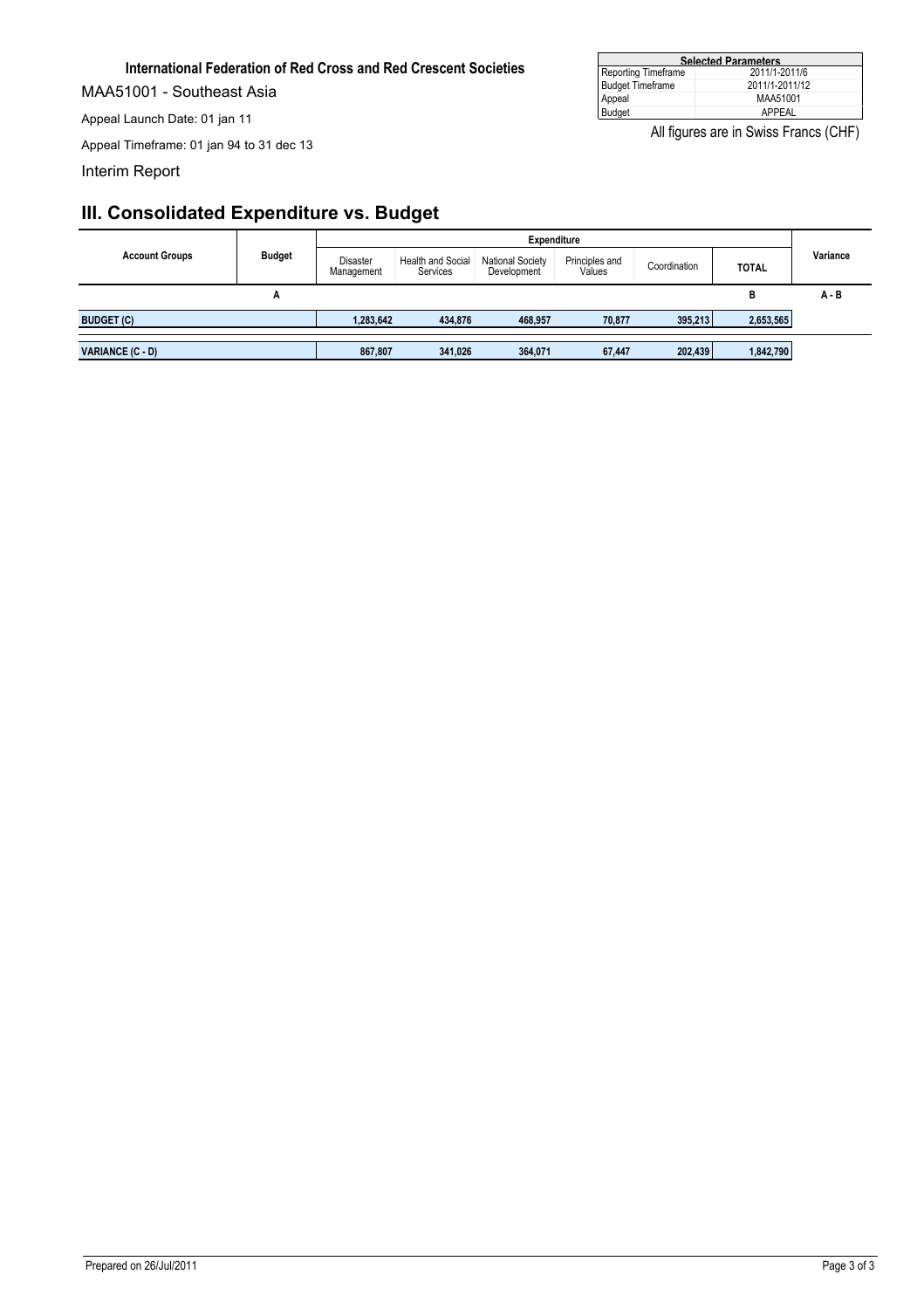**International Federation of Red Cross and Red Crescent Societies**

MAA51001 - Southeast Asia

Appeal Launch Date: 01 jan 11

Appeal Timeframe: 01 jan 94 to 31 dec 13

Interim Report

| Selected Parameters | |
|---|---|
| Reporting Timeframe | 2011/1-2011/6 |
| Budget Timeframe | 2011/1-2011/12 |
| Appeal | MAA51001 |
| Budget | APPEAL |

All figures are in Swiss Francs (CHF)

## III. Consolidated Expenditure vs. Budget

| Account Groups | Budget | Expenditure | | | | | | Variance |
|---|---|---|---|---|---|---|---|---|
| | | Disaster Management | Health and Social Services | National Society Development | Principles and Values | Coordination | TOTAL | |
| | A | | | | | | B | A - B |
| **BUDGET (C)** | | **1,283,642** | **434,876** | **468,957** | **70,877** | **395,213** | **2,653,565** | |
| **VARIANCE (C - D)** | | **867,807** | **341,026** | **364,071** | **67,447** | **202,439** | **1,842,790** | |

Prepared on 26/Jul/2011